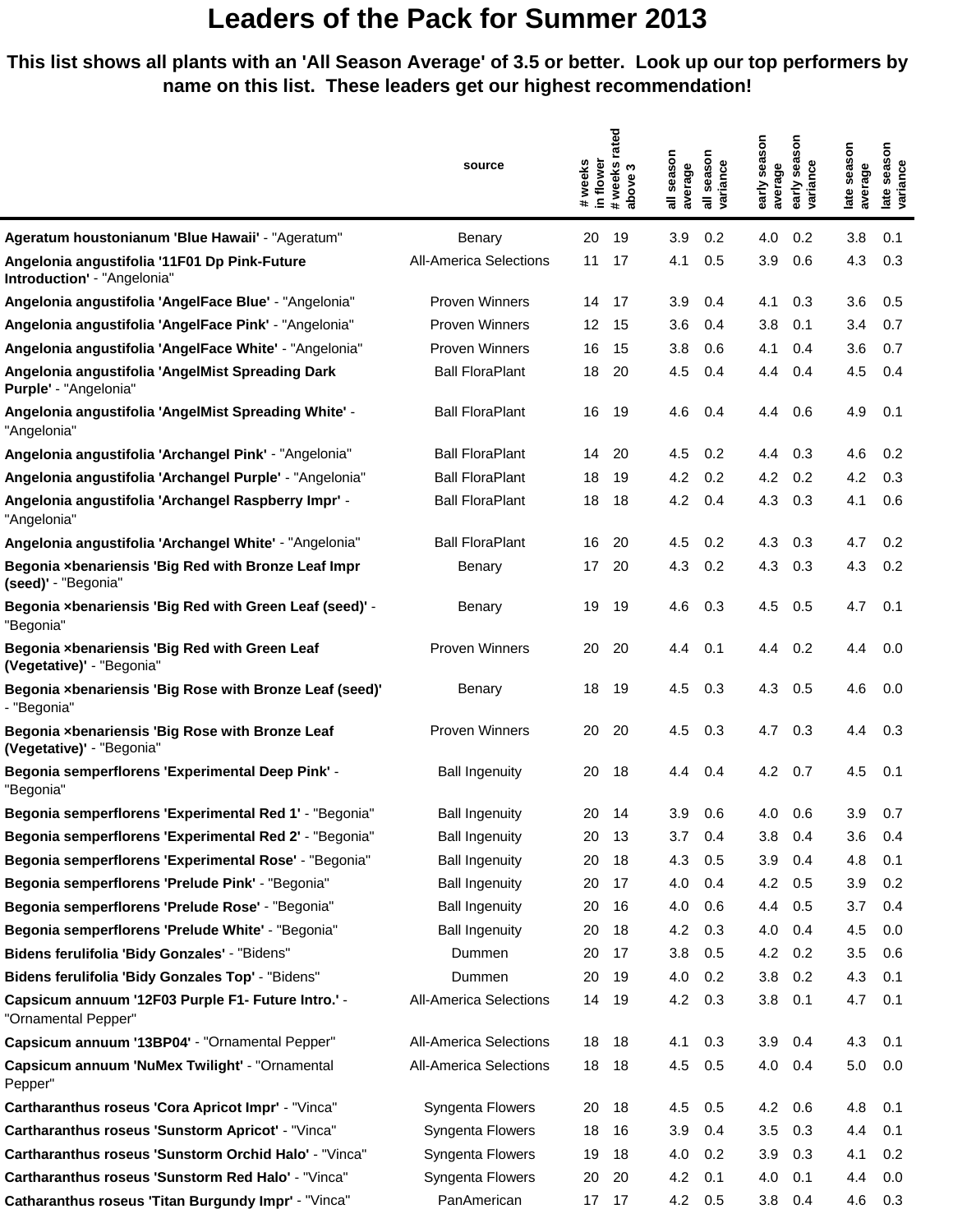# Leaders of the Pack for Summer 2013

**This list shows all plants with an 'All Season Average' of 3.5 or better. Look up our top performers by name on this list. These leaders get our highest recommendation!**

| | source | # weeks in flower | # weeks rated above 3 | all season average | all season variance | early season average | early season variance | late season average | late season variance |
|---|---|---|---|---|---|---|---|---|---|
| **Ageratum houstonianum 'Blue Hawaii'** - "Ageratum" | Benary | 20 | 19 | 3.9 | 0.2 | 4.0 | 0.2 | 3.8 | 0.1 |
| **Angelonia angustifolia '11F01 Dp Pink-Future Introduction'** - "Angelonia" | All-America Selections | 11 | 17 | 4.1 | 0.5 | 3.9 | 0.6 | 4.3 | 0.3 |
| **Angelonia angustifolia 'AngelFace Blue'** - "Angelonia" | Proven Winners | 14 | 17 | 3.9 | 0.4 | 4.1 | 0.3 | 3.6 | 0.5 |
| **Angelonia angustifolia 'AngelFace Pink'** - "Angelonia" | Proven Winners | 12 | 15 | 3.6 | 0.4 | 3.8 | 0.1 | 3.4 | 0.7 |
| **Angelonia angustifolia 'AngelFace White'** - "Angelonia" | Proven Winners | 16 | 15 | 3.8 | 0.6 | 4.1 | 0.4 | 3.6 | 0.7 |
| **Angelonia angustifolia 'AngelMist Spreading Dark Purple'** - "Angelonia" | Ball FloraPlant | 18 | 20 | 4.5 | 0.4 | 4.4 | 0.4 | 4.5 | 0.4 |
| **Angelonia angustifolia 'AngelMist Spreading White'** - "Angelonia" | Ball FloraPlant | 16 | 19 | 4.6 | 0.4 | 4.4 | 0.6 | 4.9 | 0.1 |
| **Angelonia angustifolia 'Archangel Pink'** - "Angelonia" | Ball FloraPlant | 14 | 20 | 4.5 | 0.2 | 4.4 | 0.3 | 4.6 | 0.2 |
| **Angelonia angustifolia 'Archangel Purple'** - "Angelonia" | Ball FloraPlant | 18 | 19 | 4.2 | 0.2 | 4.2 | 0.2 | 4.2 | 0.3 |
| **Angelonia angustifolia 'Archangel Raspberry Impr'** - "Angelonia" | Ball FloraPlant | 18 | 18 | 4.2 | 0.4 | 4.3 | 0.3 | 4.1 | 0.6 |
| **Angelonia angustifolia 'Archangel White'** - "Angelonia" | Ball FloraPlant | 16 | 20 | 4.5 | 0.2 | 4.3 | 0.3 | 4.7 | 0.2 |
| **Begonia ×benariensis 'Big Red with Bronze Leaf Impr (seed)'** - "Begonia" | Benary | 17 | 20 | 4.3 | 0.2 | 4.3 | 0.3 | 4.3 | 0.2 |
| **Begonia ×benariensis 'Big Red with Green Leaf (seed)'** - "Begonia" | Benary | 19 | 19 | 4.6 | 0.3 | 4.5 | 0.5 | 4.7 | 0.1 |
| **Begonia ×benariensis 'Big Red with Green Leaf (Vegetative)'** - "Begonia" | Proven Winners | 20 | 20 | 4.4 | 0.1 | 4.4 | 0.2 | 4.4 | 0.0 |
| **Begonia ×benariensis 'Big Rose with Bronze Leaf (seed)'** - "Begonia" | Benary | 18 | 19 | 4.5 | 0.3 | 4.3 | 0.5 | 4.6 | 0.0 |
| **Begonia ×benariensis 'Big Rose with Bronze Leaf (Vegetative)'** - "Begonia" | Proven Winners | 20 | 20 | 4.5 | 0.3 | 4.7 | 0.3 | 4.4 | 0.3 |
| **Begonia semperflorens 'Experimental Deep Pink'** - "Begonia" | Ball Ingenuity | 20 | 18 | 4.4 | 0.4 | 4.2 | 0.7 | 4.5 | 0.1 |
| **Begonia semperflorens 'Experimental Red 1'** - "Begonia" | Ball Ingenuity | 20 | 14 | 3.9 | 0.6 | 4.0 | 0.6 | 3.9 | 0.7 |
| **Begonia semperflorens 'Experimental Red 2'** - "Begonia" | Ball Ingenuity | 20 | 13 | 3.7 | 0.4 | 3.8 | 0.4 | 3.6 | 0.4 |
| **Begonia semperflorens 'Experimental Rose'** - "Begonia" | Ball Ingenuity | 20 | 18 | 4.3 | 0.5 | 3.9 | 0.4 | 4.8 | 0.1 |
| **Begonia semperflorens 'Prelude Pink'** - "Begonia" | Ball Ingenuity | 20 | 17 | 4.0 | 0.4 | 4.2 | 0.5 | 3.9 | 0.2 |
| **Begonia semperflorens 'Prelude Rose'** - "Begonia" | Ball Ingenuity | 20 | 16 | 4.0 | 0.6 | 4.4 | 0.5 | 3.7 | 0.4 |
| **Begonia semperflorens 'Prelude White'** - "Begonia" | Ball Ingenuity | 20 | 18 | 4.2 | 0.3 | 4.0 | 0.4 | 4.5 | 0.0 |
| **Bidens ferulifolia 'Bidy Gonzales'** - "Bidens" | Dummen | 20 | 17 | 3.8 | 0.5 | 4.2 | 0.2 | 3.5 | 0.6 |
| **Bidens ferulifolia 'Bidy Gonzales Top'** - "Bidens" | Dummen | 20 | 19 | 4.0 | 0.2 | 3.8 | 0.2 | 4.3 | 0.1 |
| **Capsicum annuum '12F03 Purple F1- Future Intro.'** - "Ornamental Pepper" | All-America Selections | 14 | 19 | 4.2 | 0.3 | 3.8 | 0.1 | 4.7 | 0.1 |
| **Capsicum annuum '13BP04'** - "Ornamental Pepper" | All-America Selections | 18 | 18 | 4.1 | 0.3 | 3.9 | 0.4 | 4.3 | 0.1 |
| **Capsicum annuum 'NuMex Twilight'** - "Ornamental Pepper" | All-America Selections | 18 | 18 | 4.5 | 0.5 | 4.0 | 0.4 | 5.0 | 0.0 |
| **Cartharanthus roseus 'Cora Apricot Impr'** - "Vinca" | Syngenta Flowers | 20 | 18 | 4.5 | 0.5 | 4.2 | 0.6 | 4.8 | 0.1 |
| **Cartharanthus roseus 'Sunstorm Apricot'** - "Vinca" | Syngenta Flowers | 18 | 16 | 3.9 | 0.4 | 3.5 | 0.3 | 4.4 | 0.1 |
| **Cartharanthus roseus 'Sunstorm Orchid Halo'** - "Vinca" | Syngenta Flowers | 19 | 18 | 4.0 | 0.2 | 3.9 | 0.3 | 4.1 | 0.2 |
| **Cartharanthus roseus 'Sunstorm Red Halo'** - "Vinca" | Syngenta Flowers | 20 | 20 | 4.2 | 0.1 | 4.0 | 0.1 | 4.4 | 0.0 |
| **Catharanthus roseus 'Titan Burgundy Impr'** - "Vinca" | PanAmerican | 17 | 17 | 4.2 | 0.5 | 3.8 | 0.4 | 4.6 | 0.3 |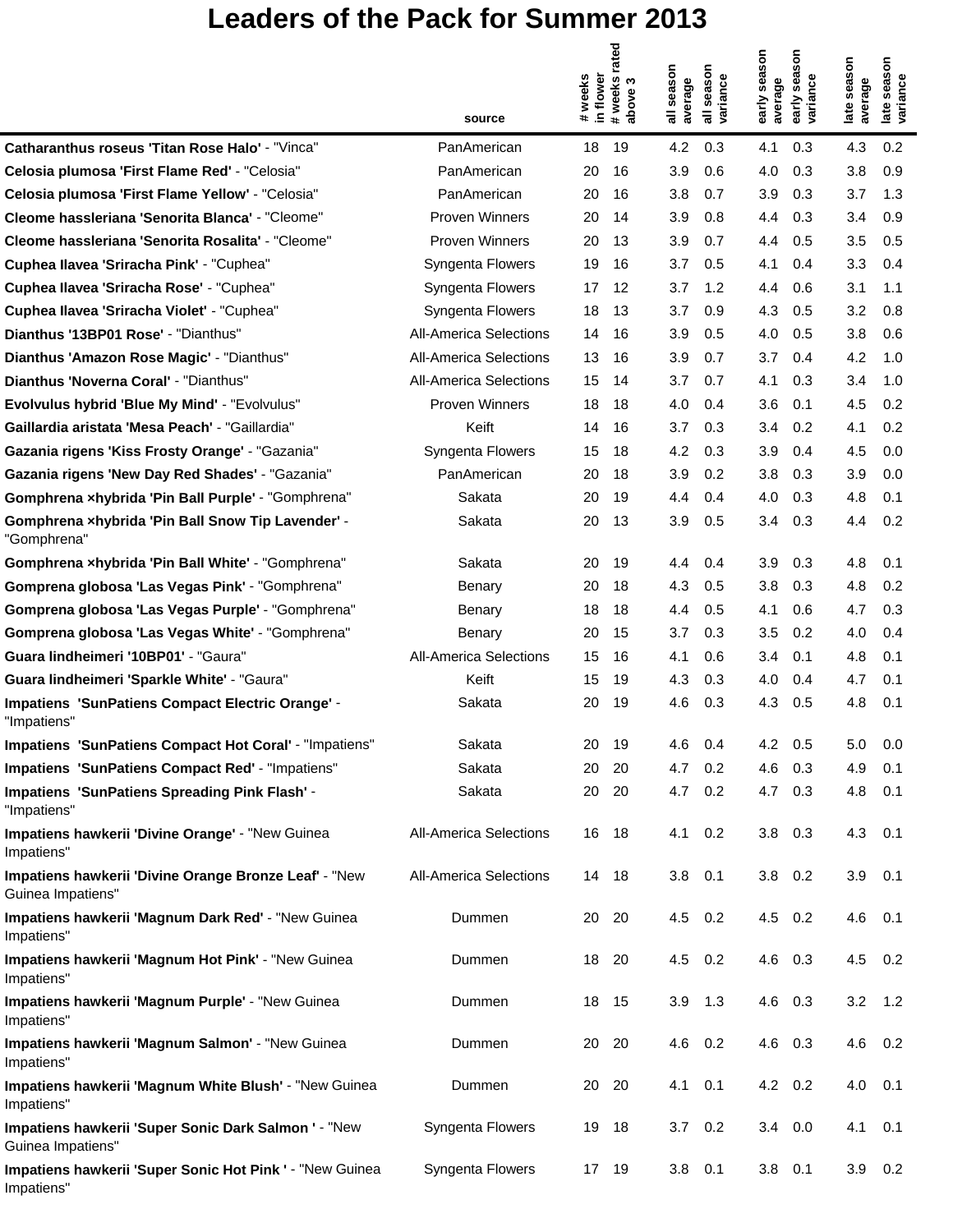# Leaders of the Pack for Summer 2013

| | source | # weeks in flower | # weeks rated above 3 | all season average | all season variance | early season average | early season variance | late season average | late season variance |
|---|---|---|---|---|---|---|---|---|---|
| **Catharanthus roseus 'Titan Rose Halo'** - "Vinca" | PanAmerican | 18 | 19 | 4.2 | 0.3 | 4.1 | 0.3 | 4.3 | 0.2 |
| **Celosia plumosa 'First Flame Red'** - "Celosia" | PanAmerican | 20 | 16 | 3.9 | 0.6 | 4.0 | 0.3 | 3.8 | 0.9 |
| **Celosia plumosa 'First Flame Yellow'** - "Celosia" | PanAmerican | 20 | 16 | 3.8 | 0.7 | 3.9 | 0.3 | 3.7 | 1.3 |
| **Cleome hassleriana 'Senorita Blanca'** - "Cleome" | Proven Winners | 20 | 14 | 3.9 | 0.8 | 4.4 | 0.3 | 3.4 | 0.9 |
| **Cleome hassleriana 'Senorita Rosalita'** - "Cleome" | Proven Winners | 20 | 13 | 3.9 | 0.7 | 4.4 | 0.5 | 3.5 | 0.5 |
| **Cuphea llavea 'Sriracha Pink'** - "Cuphea" | Syngenta Flowers | 19 | 16 | 3.7 | 0.5 | 4.1 | 0.4 | 3.3 | 0.4 |
| **Cuphea llavea 'Sriracha Rose'** - "Cuphea" | Syngenta Flowers | 17 | 12 | 3.7 | 1.2 | 4.4 | 0.6 | 3.1 | 1.1 |
| **Cuphea llavea 'Sriracha Violet'** - "Cuphea" | Syngenta Flowers | 18 | 13 | 3.7 | 0.9 | 4.3 | 0.5 | 3.2 | 0.8 |
| **Dianthus '13BP01 Rose'** - "Dianthus" | All-America Selections | 14 | 16 | 3.9 | 0.5 | 4.0 | 0.5 | 3.8 | 0.6 |
| **Dianthus 'Amazon Rose Magic'** - "Dianthus" | All-America Selections | 13 | 16 | 3.9 | 0.7 | 3.7 | 0.4 | 4.2 | 1.0 |
| **Dianthus 'Noverna Coral'** - "Dianthus" | All-America Selections | 15 | 14 | 3.7 | 0.7 | 4.1 | 0.3 | 3.4 | 1.0 |
| **Evolvulus hybrid 'Blue My Mind'** - "Evolvulus" | Proven Winners | 18 | 18 | 4.0 | 0.4 | 3.6 | 0.1 | 4.5 | 0.2 |
| **Gaillardia aristata 'Mesa Peach'** - "Gaillardia" | Keift | 14 | 16 | 3.7 | 0.3 | 3.4 | 0.2 | 4.1 | 0.2 |
| **Gazania rigens 'Kiss Frosty Orange'** - "Gazania" | Syngenta Flowers | 15 | 18 | 4.2 | 0.3 | 3.9 | 0.4 | 4.5 | 0.0 |
| **Gazania rigens 'New Day Red Shades'** - "Gazania" | PanAmerican | 20 | 18 | 3.9 | 0.2 | 3.8 | 0.3 | 3.9 | 0.0 |
| **Gomphrena ×hybrida 'Pin Ball Purple'** - "Gomphrena" | Sakata | 20 | 19 | 4.4 | 0.4 | 4.0 | 0.3 | 4.8 | 0.1 |
| **Gomphrena ×hybrida 'Pin Ball Snow Tip Lavender'** - "Gomphrena" | Sakata | 20 | 13 | 3.9 | 0.5 | 3.4 | 0.3 | 4.4 | 0.2 |
| **Gomphrena ×hybrida 'Pin Ball White'** - "Gomphrena" | Sakata | 20 | 19 | 4.4 | 0.4 | 3.9 | 0.3 | 4.8 | 0.1 |
| **Gomprena globosa 'Las Vegas Pink'** - "Gomphrena" | Benary | 20 | 18 | 4.3 | 0.5 | 3.8 | 0.3 | 4.8 | 0.2 |
| **Gomprena globosa 'Las Vegas Purple'** - "Gomphrena" | Benary | 18 | 18 | 4.4 | 0.5 | 4.1 | 0.6 | 4.7 | 0.3 |
| **Gomprena globosa 'Las Vegas White'** - "Gomphrena" | Benary | 20 | 15 | 3.7 | 0.3 | 3.5 | 0.2 | 4.0 | 0.4 |
| **Guara lindheimeri '10BP01'** - "Gaura" | All-America Selections | 15 | 16 | 4.1 | 0.6 | 3.4 | 0.1 | 4.8 | 0.1 |
| **Guara lindheimeri 'Sparkle White'** - "Gaura" | Keift | 15 | 19 | 4.3 | 0.3 | 4.0 | 0.4 | 4.7 | 0.1 |
| **Impatiens 'SunPatiens Compact Electric Orange'** - "Impatiens" | Sakata | 20 | 19 | 4.6 | 0.3 | 4.3 | 0.5 | 4.8 | 0.1 |
| **Impatiens 'SunPatiens Compact Hot Coral'** - "Impatiens" | Sakata | 20 | 19 | 4.6 | 0.4 | 4.2 | 0.5 | 5.0 | 0.0 |
| **Impatiens 'SunPatiens Compact Red'** - "Impatiens" | Sakata | 20 | 20 | 4.7 | 0.2 | 4.6 | 0.3 | 4.9 | 0.1 |
| **Impatiens 'SunPatiens Spreading Pink Flash'** - "Impatiens" | Sakata | 20 | 20 | 4.7 | 0.2 | 4.7 | 0.3 | 4.8 | 0.1 |
| **Impatiens hawkerii 'Divine Orange'** - "New Guinea Impatiens" | All-America Selections | 16 | 18 | 4.1 | 0.2 | 3.8 | 0.3 | 4.3 | 0.1 |
| **Impatiens hawkerii 'Divine Orange Bronze Leaf'** - "New Guinea Impatiens" | All-America Selections | 14 | 18 | 3.8 | 0.1 | 3.8 | 0.2 | 3.9 | 0.1 |
| **Impatiens hawkerii 'Magnum Dark Red'** - "New Guinea Impatiens" | Dummen | 20 | 20 | 4.5 | 0.2 | 4.5 | 0.2 | 4.6 | 0.1 |
| **Impatiens hawkerii 'Magnum Hot Pink'** - "New Guinea Impatiens" | Dummen | 18 | 20 | 4.5 | 0.2 | 4.6 | 0.3 | 4.5 | 0.2 |
| **Impatiens hawkerii 'Magnum Purple'** - "New Guinea Impatiens" | Dummen | 18 | 15 | 3.9 | 1.3 | 4.6 | 0.3 | 3.2 | 1.2 |
| **Impatiens hawkerii 'Magnum Salmon'** - "New Guinea Impatiens" | Dummen | 20 | 20 | 4.6 | 0.2 | 4.6 | 0.3 | 4.6 | 0.2 |
| **Impatiens hawkerii 'Magnum White Blush'** - "New Guinea Impatiens" | Dummen | 20 | 20 | 4.1 | 0.1 | 4.2 | 0.2 | 4.0 | 0.1 |
| **Impatiens hawkerii 'Super Sonic Dark Salmon '** - "New Guinea Impatiens" | Syngenta Flowers | 19 | 18 | 3.7 | 0.2 | 3.4 | 0.0 | 4.1 | 0.1 |
| **Impatiens hawkerii 'Super Sonic Hot Pink '** - "New Guinea Impatiens" | Syngenta Flowers | 17 | 19 | 3.8 | 0.1 | 3.8 | 0.1 | 3.9 | 0.2 |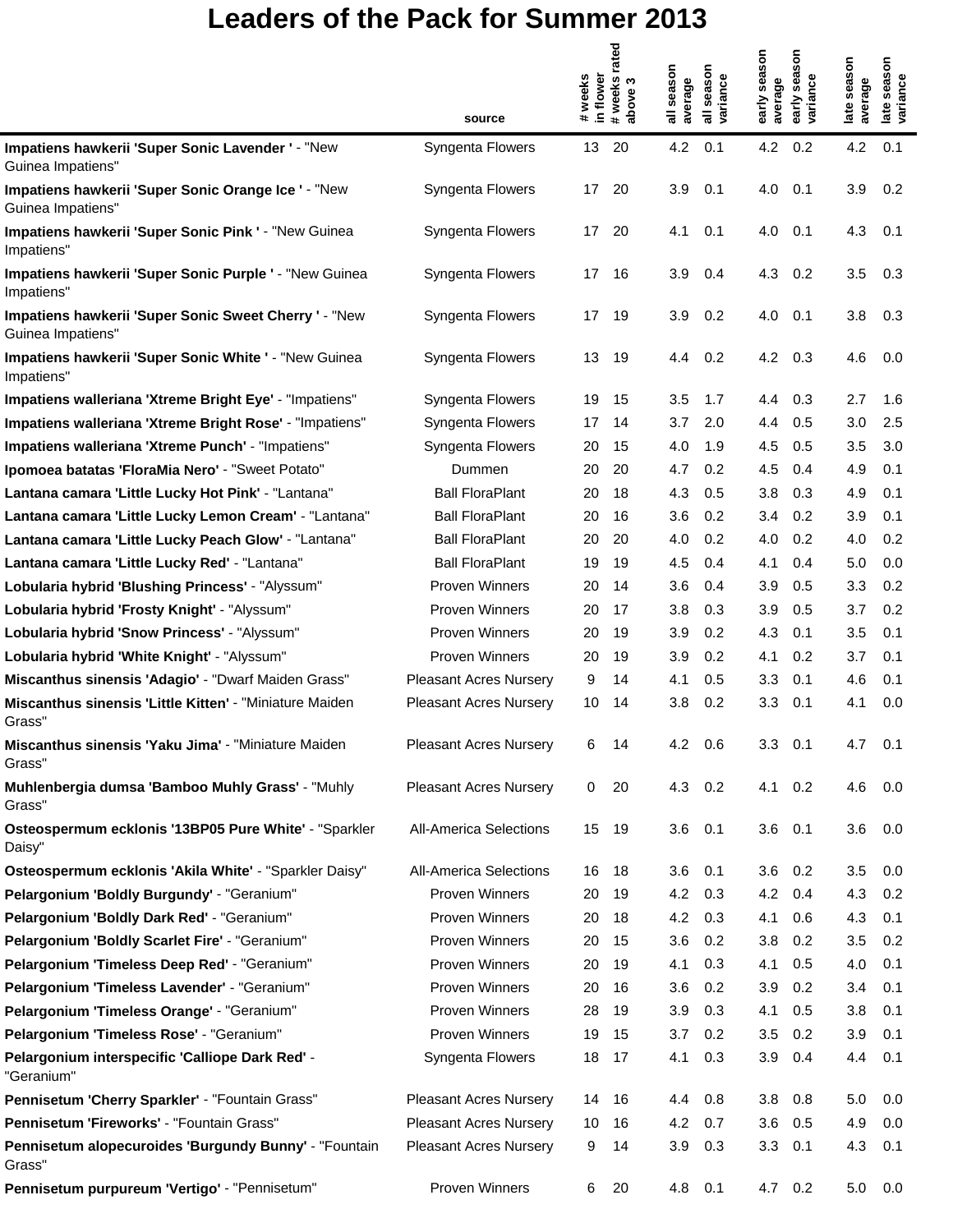# Leaders of the Pack for Summer 2013

| | source | # weeks in flower | # weeks rated above 3 | all season average | all season variance | early season average | early season variance | late season average | late season variance |
|---|---|---|---|---|---|---|---|---|---|
| **Impatiens hawkerii 'Super Sonic Lavender '** - "New Guinea Impatiens" | Syngenta Flowers | 13 | 20 | 4.2 | 0.1 | 4.2 | 0.2 | 4.2 | 0.1 |
| **Impatiens hawkerii 'Super Sonic Orange Ice '** - "New Guinea Impatiens" | Syngenta Flowers | 17 | 20 | 3.9 | 0.1 | 4.0 | 0.1 | 3.9 | 0.2 |
| **Impatiens hawkerii 'Super Sonic Pink '** - "New Guinea Impatiens" | Syngenta Flowers | 17 | 20 | 4.1 | 0.1 | 4.0 | 0.1 | 4.3 | 0.1 |
| **Impatiens hawkerii 'Super Sonic Purple '** - "New Guinea Impatiens" | Syngenta Flowers | 17 | 16 | 3.9 | 0.4 | 4.3 | 0.2 | 3.5 | 0.3 |
| **Impatiens hawkerii 'Super Sonic Sweet Cherry '** - "New Guinea Impatiens" | Syngenta Flowers | 17 | 19 | 3.9 | 0.2 | 4.0 | 0.1 | 3.8 | 0.3 |
| **Impatiens hawkerii 'Super Sonic White '** - "New Guinea Impatiens" | Syngenta Flowers | 13 | 19 | 4.4 | 0.2 | 4.2 | 0.3 | 4.6 | 0.0 |
| **Impatiens walleriana 'Xtreme Bright Eye'** - "Impatiens" | Syngenta Flowers | 19 | 15 | 3.5 | 1.7 | 4.4 | 0.3 | 2.7 | 1.6 |
| **Impatiens walleriana 'Xtreme Bright Rose'** - "Impatiens" | Syngenta Flowers | 17 | 14 | 3.7 | 2.0 | 4.4 | 0.5 | 3.0 | 2.5 |
| **Impatiens walleriana 'Xtreme Punch'** - "Impatiens" | Syngenta Flowers | 20 | 15 | 4.0 | 1.9 | 4.5 | 0.5 | 3.5 | 3.0 |
| **Ipomoea batatas 'FloraMia Nero'** - "Sweet Potato" | Dummen | 20 | 20 | 4.7 | 0.2 | 4.5 | 0.4 | 4.9 | 0.1 |
| **Lantana camara 'Little Lucky Hot Pink'** - "Lantana" | Ball FloraPlant | 20 | 18 | 4.3 | 0.5 | 3.8 | 0.3 | 4.9 | 0.1 |
| **Lantana camara 'Little Lucky Lemon Cream'** - "Lantana" | Ball FloraPlant | 20 | 16 | 3.6 | 0.2 | 3.4 | 0.2 | 3.9 | 0.1 |
| **Lantana camara 'Little Lucky Peach Glow'** - "Lantana" | Ball FloraPlant | 20 | 20 | 4.0 | 0.2 | 4.0 | 0.2 | 4.0 | 0.2 |
| **Lantana camara 'Little Lucky Red'** - "Lantana" | Ball FloraPlant | 19 | 19 | 4.5 | 0.4 | 4.1 | 0.4 | 5.0 | 0.0 |
| **Lobularia hybrid 'Blushing Princess'** - "Alyssum" | Proven Winners | 20 | 14 | 3.6 | 0.4 | 3.9 | 0.5 | 3.3 | 0.2 |
| **Lobularia hybrid 'Frosty Knight'** - "Alyssum" | Proven Winners | 20 | 17 | 3.8 | 0.3 | 3.9 | 0.5 | 3.7 | 0.2 |
| **Lobularia hybrid 'Snow Princess'** - "Alyssum" | Proven Winners | 20 | 19 | 3.9 | 0.2 | 4.3 | 0.1 | 3.5 | 0.1 |
| **Lobularia hybrid 'White Knight'** - "Alyssum" | Proven Winners | 20 | 19 | 3.9 | 0.2 | 4.1 | 0.2 | 3.7 | 0.1 |
| **Miscanthus sinensis 'Adagio'** - "Dwarf Maiden Grass" | Pleasant Acres Nursery | 9 | 14 | 4.1 | 0.5 | 3.3 | 0.1 | 4.6 | 0.1 |
| **Miscanthus sinensis 'Little Kitten'** - "Miniature Maiden Grass" | Pleasant Acres Nursery | 10 | 14 | 3.8 | 0.2 | 3.3 | 0.1 | 4.1 | 0.0 |
| **Miscanthus sinensis 'Yaku Jima'** - "Miniature Maiden Grass" | Pleasant Acres Nursery | 6 | 14 | 4.2 | 0.6 | 3.3 | 0.1 | 4.7 | 0.1 |
| **Muhlenbergia dumsa 'Bamboo Muhly Grass'** - "Muhly Grass" | Pleasant Acres Nursery | 0 | 20 | 4.3 | 0.2 | 4.1 | 0.2 | 4.6 | 0.0 |
| **Osteospermum ecklonis '13BP05 Pure White'** - "Sparkler Daisy" | All-America Selections | 15 | 19 | 3.6 | 0.1 | 3.6 | 0.1 | 3.6 | 0.0 |
| **Osteospermum ecklonis 'Akila White'** - "Sparkler Daisy" | All-America Selections | 16 | 18 | 3.6 | 0.1 | 3.6 | 0.2 | 3.5 | 0.0 |
| **Pelargonium 'Boldly Burgundy'** - "Geranium" | Proven Winners | 20 | 19 | 4.2 | 0.3 | 4.2 | 0.4 | 4.3 | 0.2 |
| **Pelargonium 'Boldly Dark Red'** - "Geranium" | Proven Winners | 20 | 18 | 4.2 | 0.3 | 4.1 | 0.6 | 4.3 | 0.1 |
| **Pelargonium 'Boldly Scarlet Fire'** - "Geranium" | Proven Winners | 20 | 15 | 3.6 | 0.2 | 3.8 | 0.2 | 3.5 | 0.2 |
| **Pelargonium 'Timeless Deep Red'** - "Geranium" | Proven Winners | 20 | 19 | 4.1 | 0.3 | 4.1 | 0.5 | 4.0 | 0.1 |
| **Pelargonium 'Timeless Lavender'** - "Geranium" | Proven Winners | 20 | 16 | 3.6 | 0.2 | 3.9 | 0.2 | 3.4 | 0.1 |
| **Pelargonium 'Timeless Orange'** - "Geranium" | Proven Winners | 28 | 19 | 3.9 | 0.3 | 4.1 | 0.5 | 3.8 | 0.1 |
| **Pelargonium 'Timeless Rose'** - "Geranium" | Proven Winners | 19 | 15 | 3.7 | 0.2 | 3.5 | 0.2 | 3.9 | 0.1 |
| **Pelargonium interspecific 'Calliope Dark Red'** - "Geranium" | Syngenta Flowers | 18 | 17 | 4.1 | 0.3 | 3.9 | 0.4 | 4.4 | 0.1 |
| **Pennisetum 'Cherry Sparkler'** - "Fountain Grass" | Pleasant Acres Nursery | 14 | 16 | 4.4 | 0.8 | 3.8 | 0.8 | 5.0 | 0.0 |
| **Pennisetum 'Fireworks'** - "Fountain Grass" | Pleasant Acres Nursery | 10 | 16 | 4.2 | 0.7 | 3.6 | 0.5 | 4.9 | 0.0 |
| **Pennisetum alopecuroides 'Burgundy Bunny'** - "Fountain Grass" | Pleasant Acres Nursery | 9 | 14 | 3.9 | 0.3 | 3.3 | 0.1 | 4.3 | 0.1 |
| **Pennisetum purpureum 'Vertigo'** - "Pennisetum" | Proven Winners | 6 | 20 | 4.8 | 0.1 | 4.7 | 0.2 | 5.0 | 0.0 |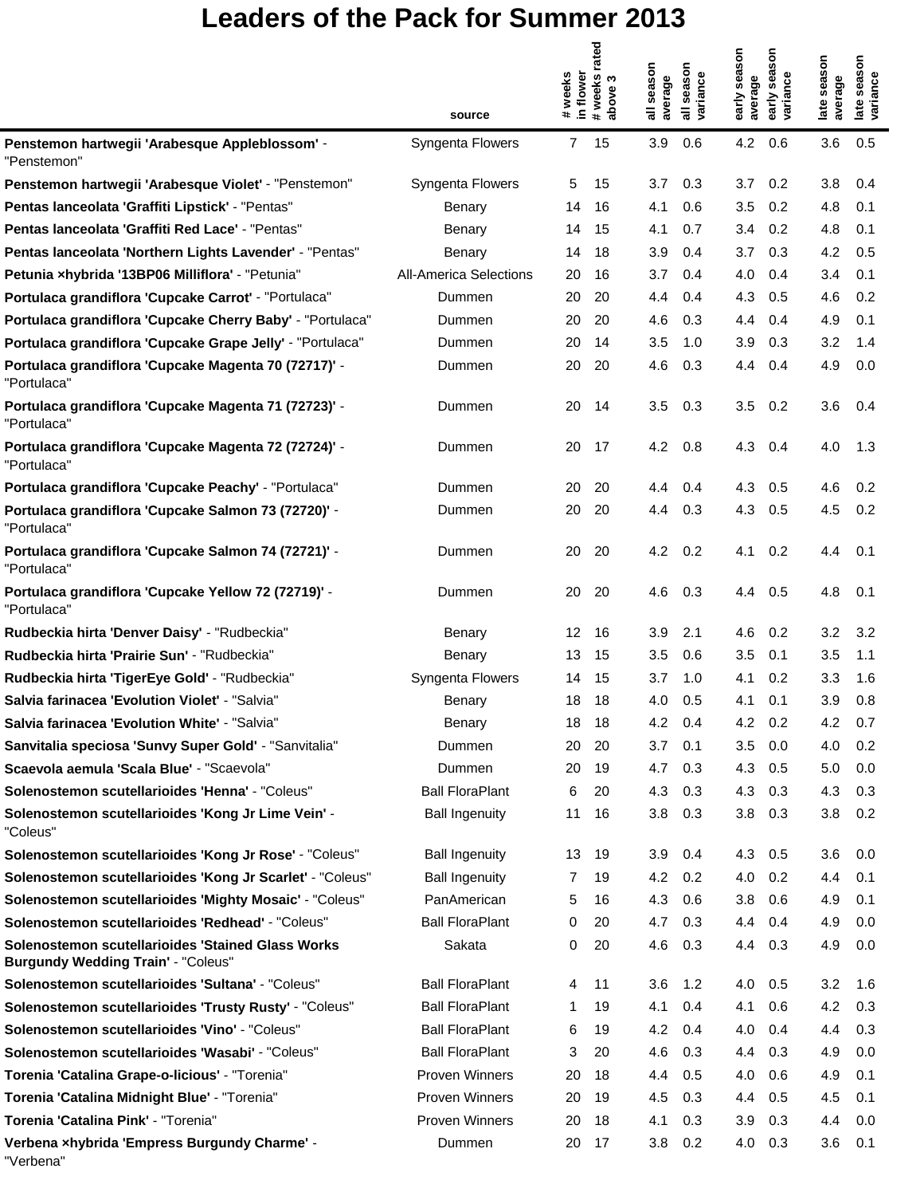# Leaders of the Pack for Summer 2013

| | source | # weeks in flower | # weeks rated above 3 | all season average | all season variance | early season average | early season variance | late season average | late season variance |
|---|---|---|---|---|---|---|---|---|---|
| **Penstemon hartwegii 'Arabesque Appleblossom'** - "Penstemon" | Syngenta Flowers | 7 | 15 | 3.9 | 0.6 | 4.2 | 0.6 | 3.6 | 0.5 |
| **Penstemon hartwegii 'Arabesque Violet'** - "Penstemon" | Syngenta Flowers | 5 | 15 | 3.7 | 0.3 | 3.7 | 0.2 | 3.8 | 0.4 |
| **Pentas lanceolata 'Graffiti Lipstick'** - "Pentas" | Benary | 14 | 16 | 4.1 | 0.6 | 3.5 | 0.2 | 4.8 | 0.1 |
| **Pentas lanceolata 'Graffiti Red Lace'** - "Pentas" | Benary | 14 | 15 | 4.1 | 0.7 | 3.4 | 0.2 | 4.8 | 0.1 |
| **Pentas lanceolata 'Northern Lights Lavender'** - "Pentas" | Benary | 14 | 18 | 3.9 | 0.4 | 3.7 | 0.3 | 4.2 | 0.5 |
| **Petunia ×hybrida '13BP06 Milliflora'** - "Petunia" | All-America Selections | 20 | 16 | 3.7 | 0.4 | 4.0 | 0.4 | 3.4 | 0.1 |
| **Portulaca grandiflora 'Cupcake Carrot'** - "Portulaca" | Dummen | 20 | 20 | 4.4 | 0.4 | 4.3 | 0.5 | 4.6 | 0.2 |
| **Portulaca grandiflora 'Cupcake Cherry Baby'** - "Portulaca" | Dummen | 20 | 20 | 4.6 | 0.3 | 4.4 | 0.4 | 4.9 | 0.1 |
| **Portulaca grandiflora 'Cupcake Grape Jelly'** - "Portulaca" | Dummen | 20 | 14 | 3.5 | 1.0 | 3.9 | 0.3 | 3.2 | 1.4 |
| **Portulaca grandiflora 'Cupcake Magenta 70 (72717)'** - "Portulaca" | Dummen | 20 | 20 | 4.6 | 0.3 | 4.4 | 0.4 | 4.9 | 0.0 |
| **Portulaca grandiflora 'Cupcake Magenta 71 (72723)'** - "Portulaca" | Dummen | 20 | 14 | 3.5 | 0.3 | 3.5 | 0.2 | 3.6 | 0.4 |
| **Portulaca grandiflora 'Cupcake Magenta 72 (72724)'** - "Portulaca" | Dummen | 20 | 17 | 4.2 | 0.8 | 4.3 | 0.4 | 4.0 | 1.3 |
| **Portulaca grandiflora 'Cupcake Peachy'** - "Portulaca" | Dummen | 20 | 20 | 4.4 | 0.4 | 4.3 | 0.5 | 4.6 | 0.2 |
| **Portulaca grandiflora 'Cupcake Salmon 73 (72720)'** - "Portulaca" | Dummen | 20 | 20 | 4.4 | 0.3 | 4.3 | 0.5 | 4.5 | 0.2 |
| **Portulaca grandiflora 'Cupcake Salmon 74 (72721)'** - "Portulaca" | Dummen | 20 | 20 | 4.2 | 0.2 | 4.1 | 0.2 | 4.4 | 0.1 |
| **Portulaca grandiflora 'Cupcake Yellow 72 (72719)'** - "Portulaca" | Dummen | 20 | 20 | 4.6 | 0.3 | 4.4 | 0.5 | 4.8 | 0.1 |
| **Rudbeckia hirta 'Denver Daisy'** - "Rudbeckia" | Benary | 12 | 16 | 3.9 | 2.1 | 4.6 | 0.2 | 3.2 | 3.2 |
| **Rudbeckia hirta 'Prairie Sun'** - "Rudbeckia" | Benary | 13 | 15 | 3.5 | 0.6 | 3.5 | 0.1 | 3.5 | 1.1 |
| **Rudbeckia hirta 'TigerEye Gold'** - "Rudbeckia" | Syngenta Flowers | 14 | 15 | 3.7 | 1.0 | 4.1 | 0.2 | 3.3 | 1.6 |
| **Salvia farinacea 'Evolution Violet'** - "Salvia" | Benary | 18 | 18 | 4.0 | 0.5 | 4.1 | 0.1 | 3.9 | 0.8 |
| **Salvia farinacea 'Evolution White'** - "Salvia" | Benary | 18 | 18 | 4.2 | 0.4 | 4.2 | 0.2 | 4.2 | 0.7 |
| **Sanvitalia speciosa 'Sunvy Super Gold'** - "Sanvitalia" | Dummen | 20 | 20 | 3.7 | 0.1 | 3.5 | 0.0 | 4.0 | 0.2 |
| **Scaevola aemula 'Scala Blue'** - "Scaevola" | Dummen | 20 | 19 | 4.7 | 0.3 | 4.3 | 0.5 | 5.0 | 0.0 |
| **Solenostemon scutellarioides 'Henna'** - "Coleus" | Ball FloraPlant | 6 | 20 | 4.3 | 0.3 | 4.3 | 0.3 | 4.3 | 0.3 |
| **Solenostemon scutellarioides 'Kong Jr Lime Vein'** - "Coleus" | Ball Ingenuity | 11 | 16 | 3.8 | 0.3 | 3.8 | 0.3 | 3.8 | 0.2 |
| **Solenostemon scutellarioides 'Kong Jr Rose'** - "Coleus" | Ball Ingenuity | 13 | 19 | 3.9 | 0.4 | 4.3 | 0.5 | 3.6 | 0.0 |
| **Solenostemon scutellarioides 'Kong Jr Scarlet'** - "Coleus" | Ball Ingenuity | 7 | 19 | 4.2 | 0.2 | 4.0 | 0.2 | 4.4 | 0.1 |
| **Solenostemon scutellarioides 'Mighty Mosaic'** - "Coleus" | PanAmerican | 5 | 16 | 4.3 | 0.6 | 3.8 | 0.6 | 4.9 | 0.1 |
| **Solenostemon scutellarioides 'Redhead'** - "Coleus" | Ball FloraPlant | 0 | 20 | 4.7 | 0.3 | 4.4 | 0.4 | 4.9 | 0.0 |
| **Solenostemon scutellarioides 'Stained Glass Works Burgundy Wedding Train'** - "Coleus" | Sakata | 0 | 20 | 4.6 | 0.3 | 4.4 | 0.3 | 4.9 | 0.0 |
| **Solenostemon scutellarioides 'Sultana'** - "Coleus" | Ball FloraPlant | 4 | 11 | 3.6 | 1.2 | 4.0 | 0.5 | 3.2 | 1.6 |
| **Solenostemon scutellarioides 'Trusty Rusty'** - "Coleus" | Ball FloraPlant | 1 | 19 | 4.1 | 0.4 | 4.1 | 0.6 | 4.2 | 0.3 |
| **Solenostemon scutellarioides 'Vino'** - "Coleus" | Ball FloraPlant | 6 | 19 | 4.2 | 0.4 | 4.0 | 0.4 | 4.4 | 0.3 |
| **Solenostemon scutellarioides 'Wasabi'** - "Coleus" | Ball FloraPlant | 3 | 20 | 4.6 | 0.3 | 4.4 | 0.3 | 4.9 | 0.0 |
| **Torenia 'Catalina Grape-o-licious'** - "Torenia" | Proven Winners | 20 | 18 | 4.4 | 0.5 | 4.0 | 0.6 | 4.9 | 0.1 |
| **Torenia 'Catalina Midnight Blue'** - "Torenia" | Proven Winners | 20 | 19 | 4.5 | 0.3 | 4.4 | 0.5 | 4.5 | 0.1 |
| **Torenia 'Catalina Pink'** - "Torenia" | Proven Winners | 20 | 18 | 4.1 | 0.3 | 3.9 | 0.3 | 4.4 | 0.0 |
| **Verbena ×hybrida 'Empress Burgundy Charme'** - "Verbena" | Dummen | 20 | 17 | 3.8 | 0.2 | 4.0 | 0.3 | 3.6 | 0.1 |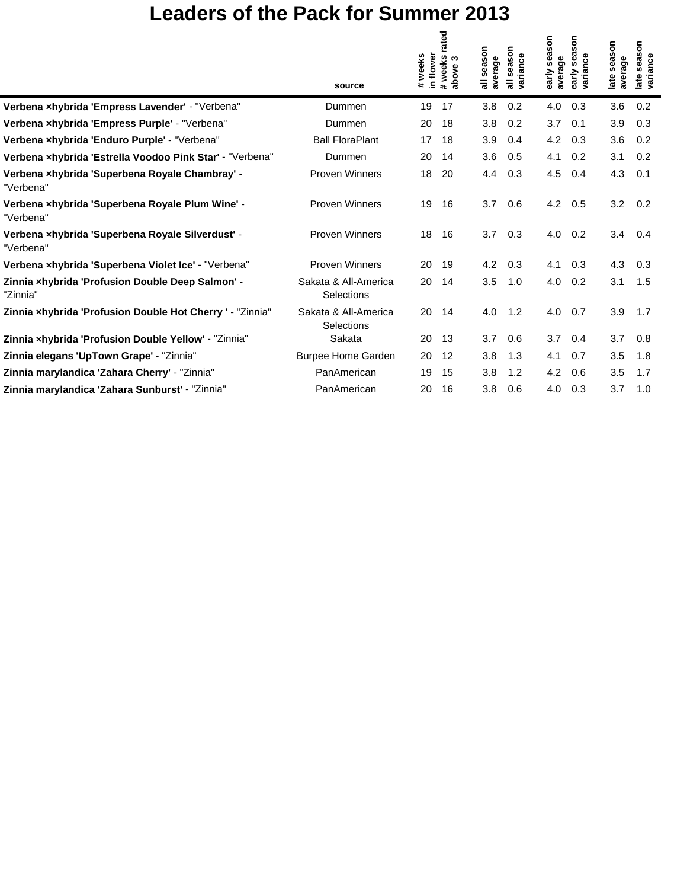# Leaders of the Pack for Summer 2013

| | source | # weeks in flower | # weeks rated above 3 | all season average | all season variance | early season average | early season variance | late season average | late season variance |
|---|---|---|---|---|---|---|---|---|---|
| **Verbena ×hybrida 'Empress Lavender'** - "Verbena" | Dummen | 19 | 17 | 3.8 | 0.2 | 4.0 | 0.3 | 3.6 | 0.2 |
| **Verbena ×hybrida 'Empress Purple'** - "Verbena" | Dummen | 20 | 18 | 3.8 | 0.2 | 3.7 | 0.1 | 3.9 | 0.3 |
| **Verbena ×hybrida 'Enduro Purple'** - "Verbena" | Ball FloraPlant | 17 | 18 | 3.9 | 0.4 | 4.2 | 0.3 | 3.6 | 0.2 |
| **Verbena ×hybrida 'Estrella Voodoo Pink Star'** - "Verbena" | Dummen | 20 | 14 | 3.6 | 0.5 | 4.1 | 0.2 | 3.1 | 0.2 |
| **Verbena ×hybrida 'Superbena Royale Chambray'** - "Verbena" | Proven Winners | 18 | 20 | 4.4 | 0.3 | 4.5 | 0.4 | 4.3 | 0.1 |
| **Verbena ×hybrida 'Superbena Royale Plum Wine'** - "Verbena" | Proven Winners | 19 | 16 | 3.7 | 0.6 | 4.2 | 0.5 | 3.2 | 0.2 |
| **Verbena ×hybrida 'Superbena Royale Silverdust'** - "Verbena" | Proven Winners | 18 | 16 | 3.7 | 0.3 | 4.0 | 0.2 | 3.4 | 0.4 |
| **Verbena ×hybrida 'Superbena Violet Ice'** - "Verbena" | Proven Winners | 20 | 19 | 4.2 | 0.3 | 4.1 | 0.3 | 4.3 | 0.3 |
| **Zinnia ×hybrida 'Profusion Double Deep Salmon'** - "Zinnia" | Sakata & All-America Selections | 20 | 14 | 3.5 | 1.0 | 4.0 | 0.2 | 3.1 | 1.5 |
| **Zinnia ×hybrida 'Profusion Double Hot Cherry '** - "Zinnia" | Sakata & All-America Selections | 20 | 14 | 4.0 | 1.2 | 4.0 | 0.7 | 3.9 | 1.7 |
| **Zinnia ×hybrida 'Profusion Double Yellow'** - "Zinnia" | Sakata | 20 | 13 | 3.7 | 0.6 | 3.7 | 0.4 | 3.7 | 0.8 |
| **Zinnia elegans 'UpTown Grape'** - "Zinnia" | Burpee Home Garden | 20 | 12 | 3.8 | 1.3 | 4.1 | 0.7 | 3.5 | 1.8 |
| **Zinnia marylandica 'Zahara Cherry'** - "Zinnia" | PanAmerican | 19 | 15 | 3.8 | 1.2 | 4.2 | 0.6 | 3.5 | 1.7 |
| **Zinnia marylandica 'Zahara Sunburst'** - "Zinnia" | PanAmerican | 20 | 16 | 3.8 | 0.6 | 4.0 | 0.3 | 3.7 | 1.0 |